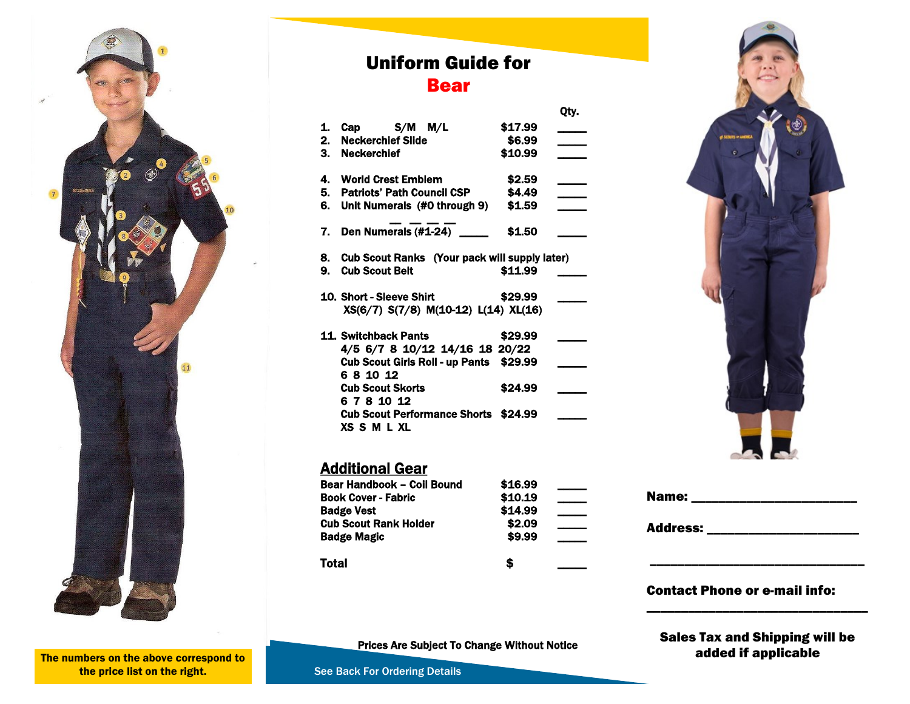# Uniform Guide for Bear

| | Item | Price | Qty. |
|---|---|---|---|
| 1. | Cap S/M M/L | $17.99 | ____ |
| 2. | Neckerchief Slide | $6.99 | ____ |
| 3. | Neckerchief | $10.99 | ____ |
| 4. | World Crest Emblem | $2.59 | ____ |
| 5. | Patriots' Path Council CSP | $4.49 | ____ |
| 6. | Unit Numerals (#0 through 9) __ __ __ __ | $1.59 | ____ |
| 7. | Den Numerals (#1-24) ____ | $1.50 | ____ |
| 8. | Cub Scout Ranks (Your pack will supply later) | | |
| 9. | Cub Scout Belt | $11.99 | ____ |
| 10. | Short - Sleeve Shirt XS(6/7) S(7/8) M(10-12) L(14) XL(16) | $29.99 | ____ |
| 11. | Switchback Pants 4/5 6/7 8 10/12 14/16 18 20/22 | $29.99 | ____ |
| | Cub Scout Girls Roll - up Pants 6 8 10 12 | $29.99 | ____ |
| | Cub Scout Skorts 6 7 8 10 12 | $24.99 | ____ |
| | Cub Scout Performance Shorts XS S M L XL | $24.99 | ____ |

## Additional Gear

| Item | Price | Qty. |
|---|---|---|
| Bear Handbook – Coil Bound | $16.99 | ____ |
| Book Cover - Fabric | $10.19 | ____ |
| Badge Vest | $14.99 | ____ |
| Cub Scout Rank Holder | $2.09 | ____ |
| Badge Magic | $9.99 | ____ |
| **Total** | $ | ____ |

Prices Are Subject To Change Without Notice

See Back For Ordering Details

The numbers on the above correspond to the price list on the right.

**Name:** ______________________

**Address:** ____________________

_______________________________

**Contact Phone or e-mail info:**

_______________________________

**Sales Tax and Shipping will be added if applicable**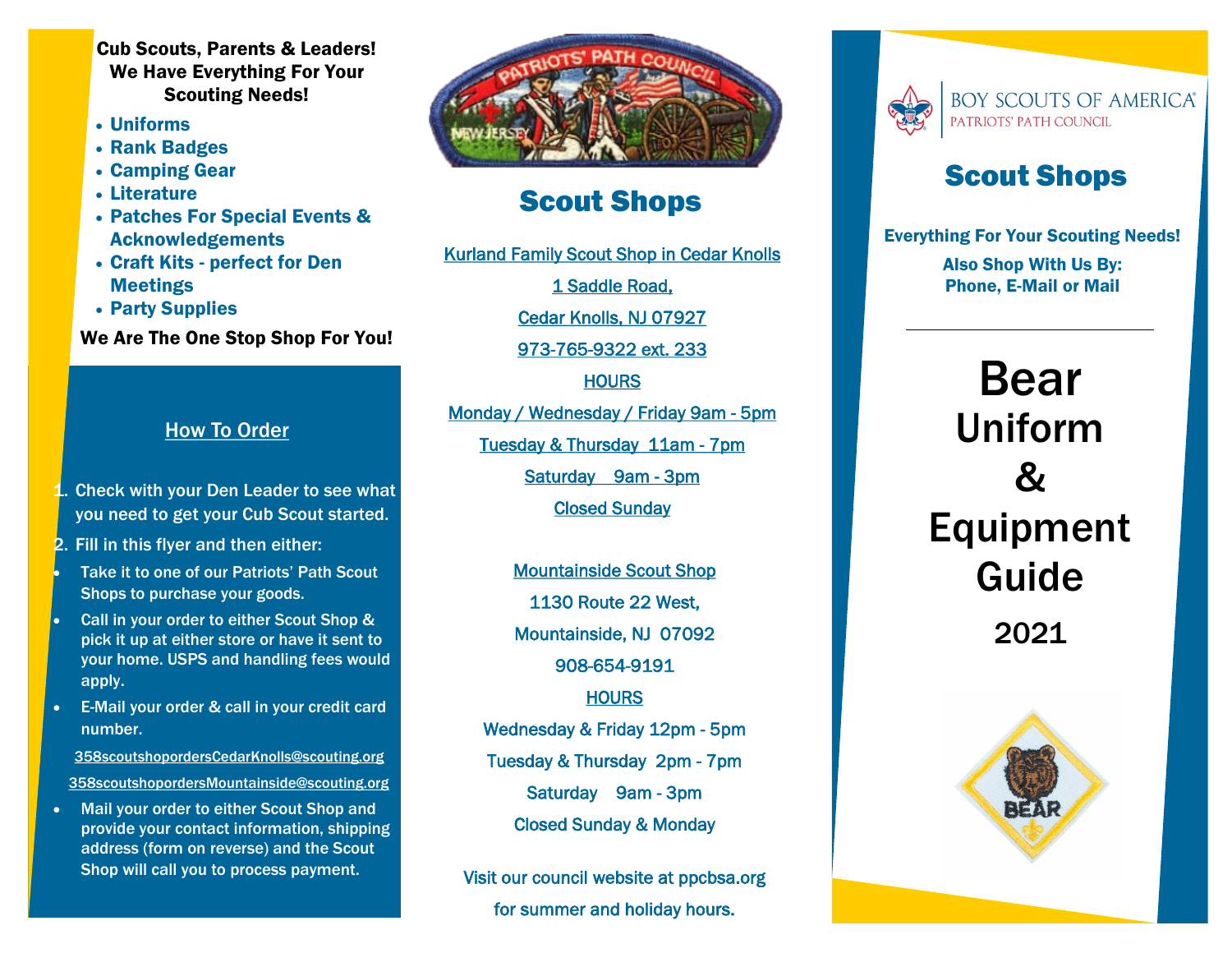**Cub Scouts, Parents & Leaders! We Have Everything For Your Scouting Needs!**

- **Uniforms**
- **Rank Badges**
- **Camping Gear**
- **Literature**
- **Patches For Special Events & Acknowledgements**
- **Craft Kits - perfect for Den Meetings**
- **Party Supplies**

**We Are The One Stop Shop For You!**

## How To Order

1. Check with your Den Leader to see what you need to get your Cub Scout started.
2. Fill in this flyer and then either:

- Take it to one of our Patriots' Path Scout Shops to purchase your goods.
- Call in your order to either Scout Shop & pick it up at either store or have it sent to your home. USPS and handling fees would apply.
- E-Mail your order & call in your credit card number.

  358scoutshopordersCedarKnolls@scouting.org

  358scoutshopordersMountainside@scouting.org

- Mail your order to either Scout Shop and provide your contact information, shipping address (form on reverse) and the Scout Shop will call you to process payment.

## Scout Shops

Kurland Family Scout Shop in Cedar Knolls

1 Saddle Road,

Cedar Knolls, NJ 07927

973-765-9322 ext. 233

HOURS

Monday / Wednesday / Friday 9am - 5pm

Tuesday & Thursday 11am - 7pm

Saturday 9am - 3pm

Closed Sunday

Mountainside Scout Shop

1130 Route 22 West,

Mountainside, NJ 07092

908-654-9191

HOURS

Wednesday & Friday 12pm - 5pm

Tuesday & Thursday 2pm - 7pm

Saturday 9am - 3pm

Closed Sunday & Monday

Visit our council website at ppcbsa.org for summer and holiday hours.

BOY SCOUTS OF AMERICA
PATRIOTS' PATH COUNCIL

## Scout Shops

**Everything For Your Scouting Needs!**

**Also Shop With Us By: Phone, E-Mail or Mail**

# Bear Uniform & Equipment Guide

## 2021